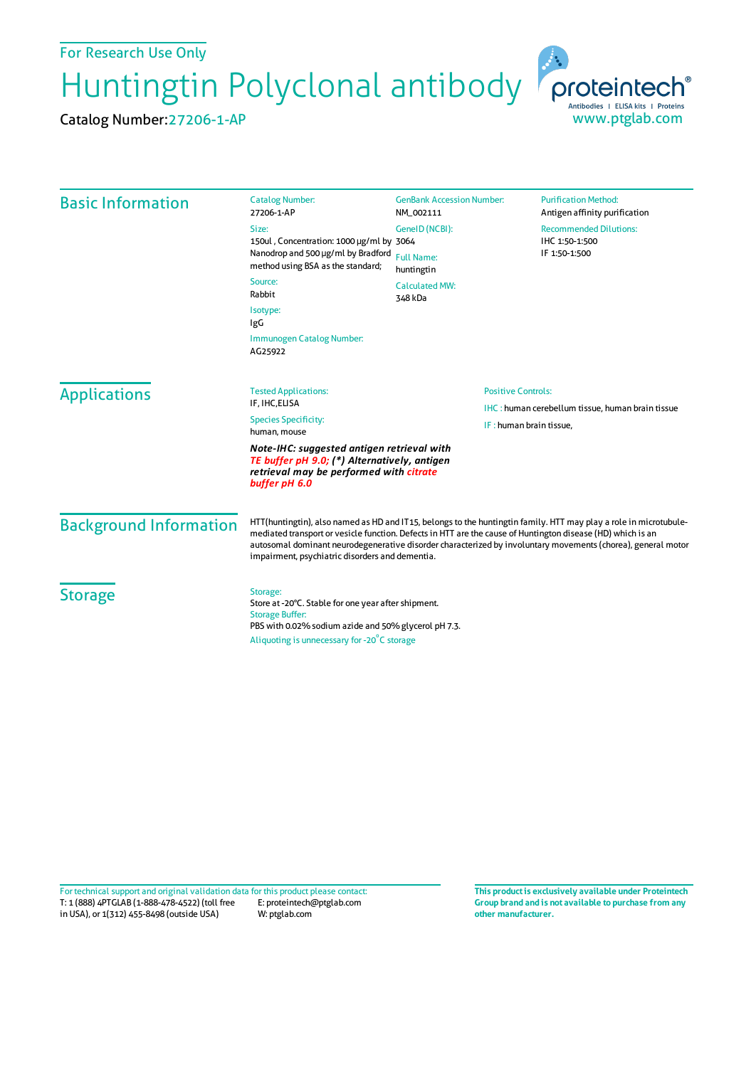For Research Use Only

# Huntingtin Polyclonal antibody

Catalog Number:27206-1-AP

proteintech®
Antibodies | ELISA kits | Proteins
www.ptglab.com

## Basic Information

Catalog Number:
27206-1-AP

Size:
150ul , Concentration: 1000 μg/ml by Nanodrop and 500 μg/ml by Bradford method using BSA as the standard;

Source:
Rabbit

Isotype:
IgG

Immunogen Catalog Number:
AG25922

GenBank Accession Number:
NM_002111

GeneID (NCBI):
3064

Full Name:
huntingtin

Calculated MW:
348 kDa

Purification Method:
Antigen affinity purification

Recommended Dilutions:
IHC 1:50-1:500
IF 1:50-1:500

## Applications

Tested Applications:
IF, IHC,ELISA

Species Specificity:
human, mouse

***Note-IHC: suggested antigen retrieval with TE buffer pH 9.0; (\*) Alternatively, antigen retrieval may be performed with citrate buffer pH 6.0***

Positive Controls:

IHC : human cerebellum tissue, human brain tissue

IF : human brain tissue,

## Background Information

HTT(huntingtin), also named as HD and IT15, belongs to the huntingtin family. HTT may play a role in microtubule-mediated transport or vesicle function. Defects in HTT are the cause of Huntington disease (HD) which is an autosomal dominant neurodegenerative disorder characterized by involuntary movements (chorea), general motor impairment, psychiatric disorders and dementia.

## Storage

Storage:
Store at -20°C. Stable for one year after shipment.

Storage Buffer:
PBS with 0.02% sodium azide and 50% glycerol pH 7.3.

Aliquoting is unnecessary for -20°C storage

For technical support and original validation data for this product please contact:
T: 1 (888) 4PTGLAB (1-888-478-4522) (toll free in USA), or 1(312) 455-8498 (outside USA)
E: proteintech@ptglab.com
W: ptglab.com

**This product is exclusively available under Proteintech Group brand and is not available to purchase from any other manufacturer.**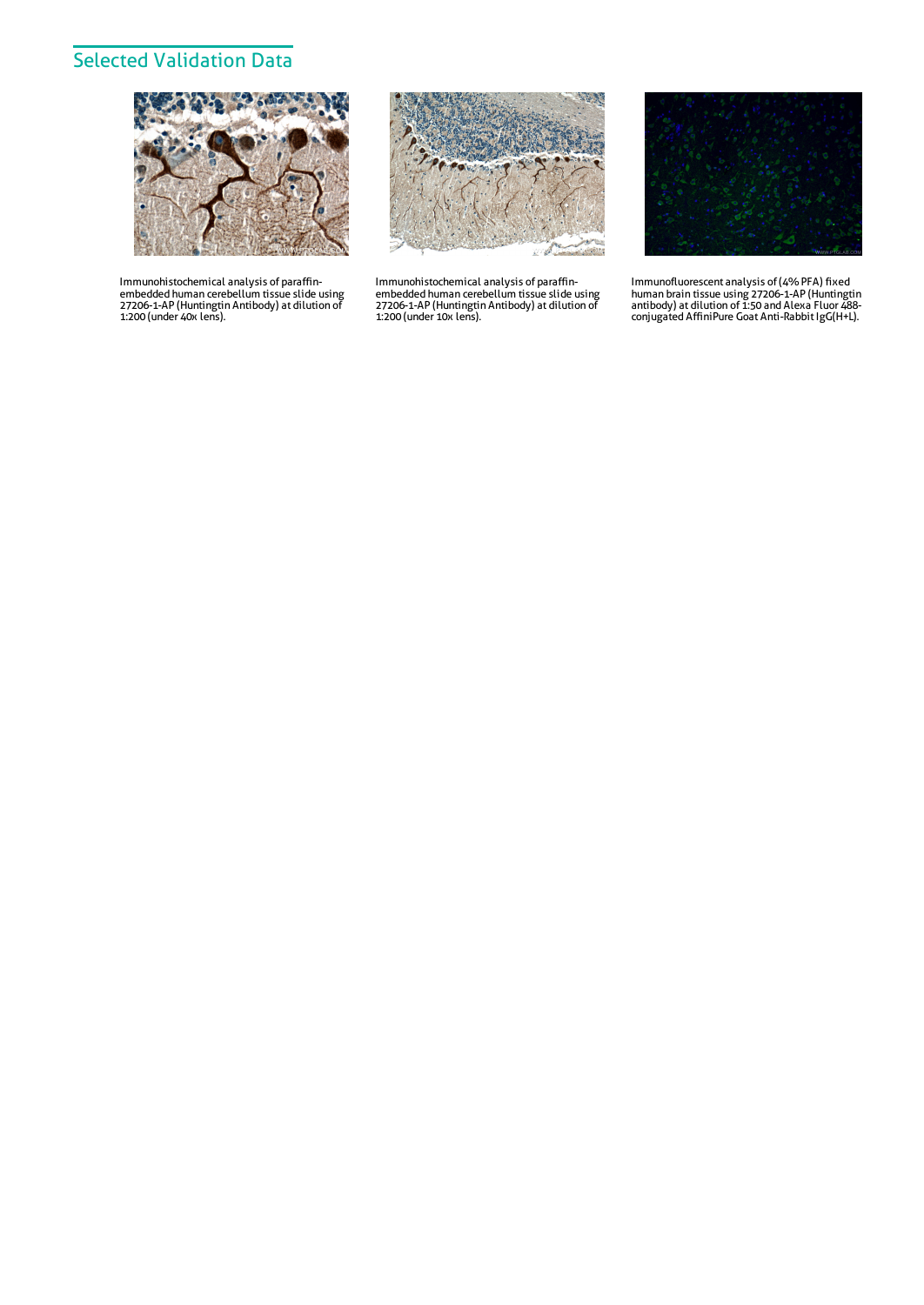## Selected Validation Data

Immunohistochemical analysis of paraffin-embedded human cerebellum tissue slide using 27206-1-AP (Huntingtin Antibody) at dilution of 1:200 (under 40x lens).

Immunohistochemical analysis of paraffin-embedded human cerebellum tissue slide using 27206-1-AP (Huntingtin Antibody) at dilution of 1:200 (under 10x lens).

Immunofluorescent analysis of (4% PFA) fixed human brain tissue using 27206-1-AP (Huntingtin antibody) at dilution of 1:50 and Alexa Fluor 488-conjugated AffiniPure Goat Anti-Rabbit IgG(H+L).